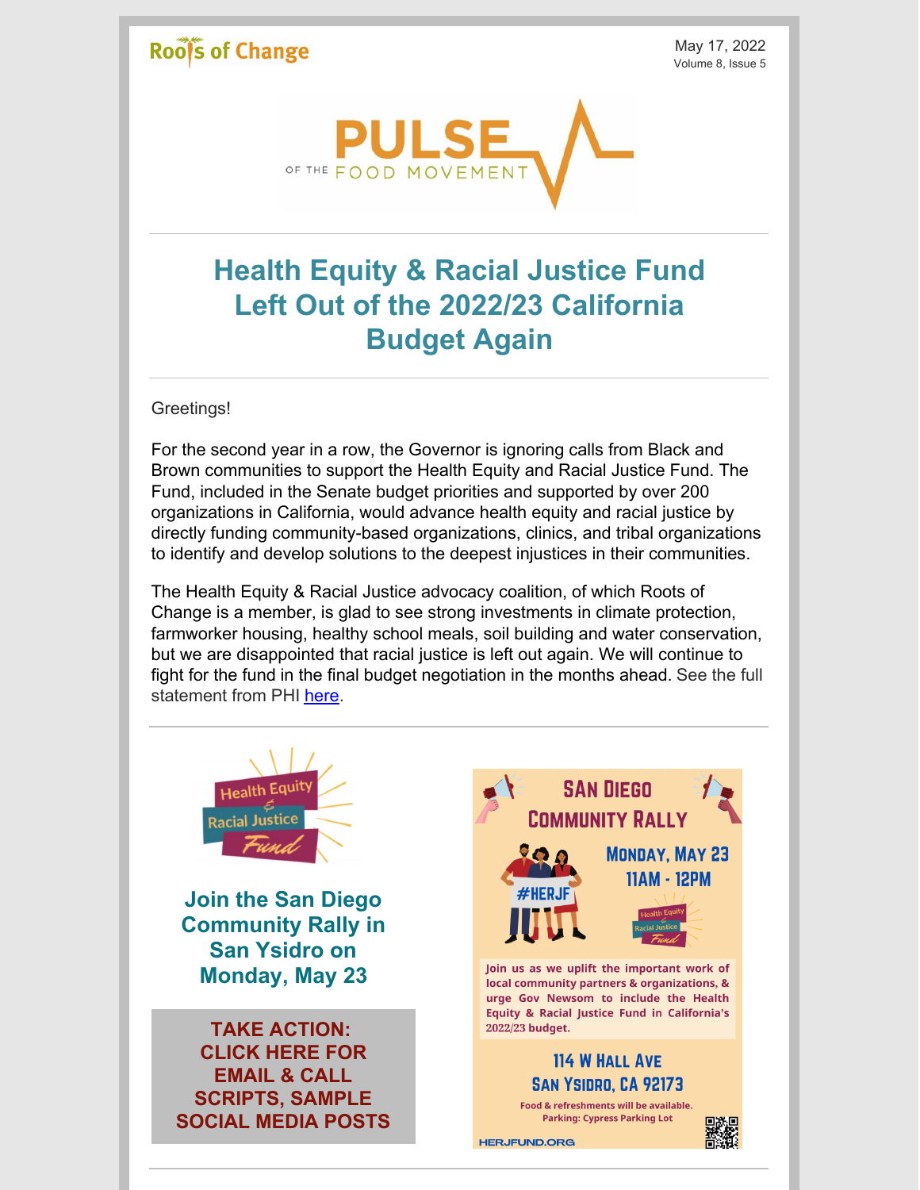Roots of Change

May 17, 2022
Volume 8, Issue 5

PULSE OF THE FOOD MOVEMENT

# Health Equity & Racial Justice Fund Left Out of the 2022/23 California Budget Again

Greetings!

For the second year in a row, the Governor is ignoring calls from Black and Brown communities to support the Health Equity and Racial Justice Fund. The Fund, included in the Senate budget priorities and supported by over 200 organizations in California, would advance health equity and racial justice by directly funding community-based organizations, clinics, and tribal organizations to identify and develop solutions to the deepest injustices in their communities.

The Health Equity & Racial Justice advocacy coalition, of which Roots of Change is a member, is glad to see strong investments in climate protection, farmworker housing, healthy school meals, soil building and water conservation, but we are disappointed that racial justice is left out again. We will continue to fight for the fund in the final budget negotiation in the months ahead. See the full statement from PHI [here](#).

Health Equity & Racial Justice Fund

## Join the San Diego Community Rally in San Ysidro on Monday, May 23

**TAKE ACTION: CLICK HERE FOR EMAIL & CALL SCRIPTS, SAMPLE SOCIAL MEDIA POSTS**

**SAN DIEGO COMMUNITY RALLY**

**MONDAY, MAY 23**
**11AM - 12PM**

#HERJF

Join us as we uplift the important work of local community partners & organizations, & urge Gov Newsom to include the Health Equity & Racial Justice Fund in California's 2022/23 budget.

**114 W HALL AVE**
**SAN YSIDRO, CA 92173**

Food & refreshments will be available.
Parking: Cypress Parking Lot

HERJFUND.ORG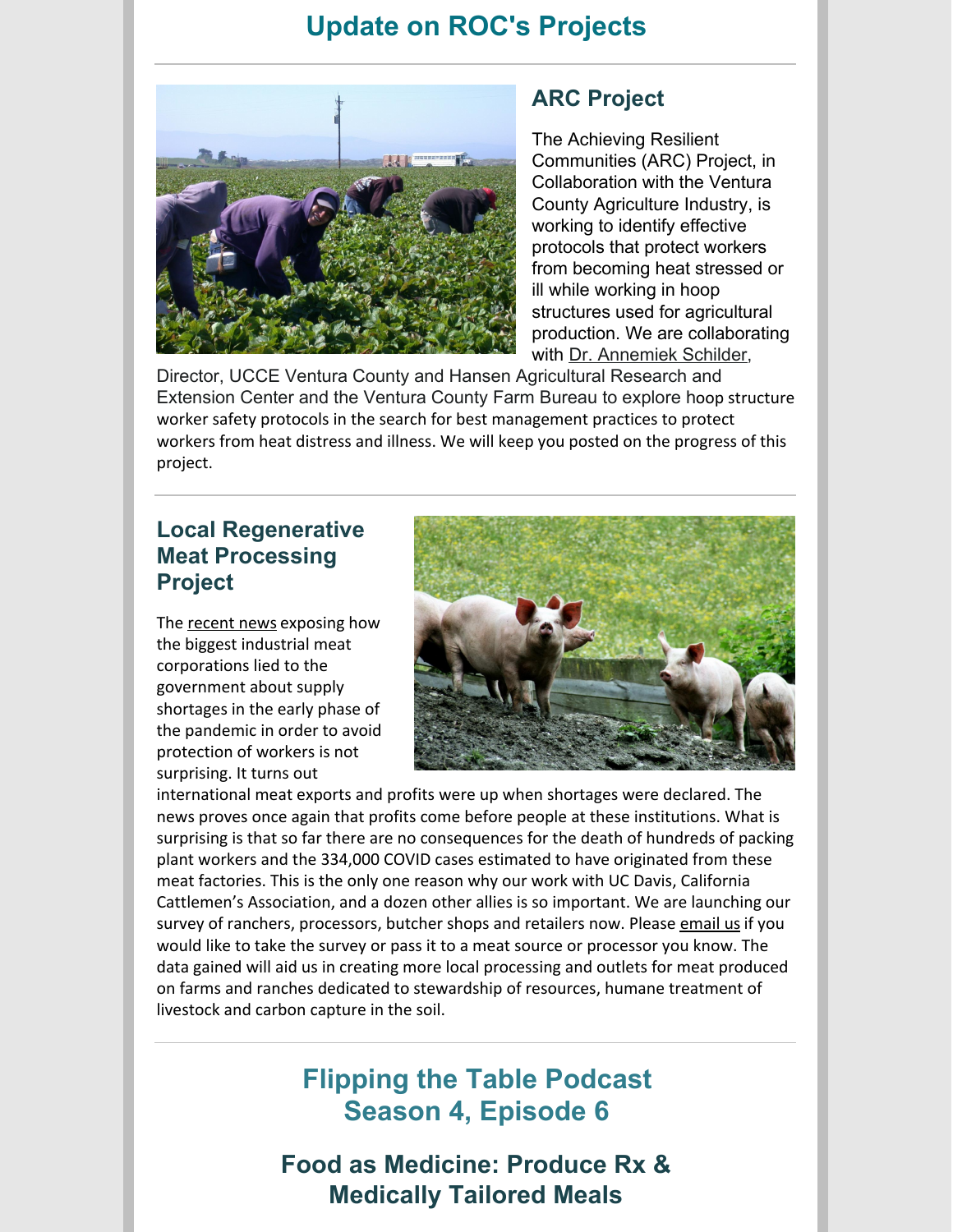## Update on ROC's Projects

### ARC Project

The Achieving Resilient Communities (ARC) Project, in Collaboration with the Ventura County Agriculture Industry, is working to identify effective protocols that protect workers from becoming heat stressed or ill while working in hoop structures used for agricultural production. We are collaborating with Dr. Annemiek Schilder, Director, UCCE Ventura County and Hansen Agricultural Research and Extension Center and the Ventura County Farm Bureau to explore hoop structure worker safety protocols in the search for best management practices to protect workers from heat distress and illness. We will keep you posted on the progress of this project.

### Local Regenerative Meat Processing Project

The recent news exposing how the biggest industrial meat corporations lied to the government about supply shortages in the early phase of the pandemic in order to avoid protection of workers is not surprising. It turns out international meat exports and profits were up when shortages were declared. The news proves once again that profits come before people at these institutions. What is surprising is that so far there are no consequences for the death of hundreds of packing plant workers and the 334,000 COVID cases estimated to have originated from these meat factories. This is the only one reason why our work with UC Davis, California Cattlemen's Association, and a dozen other allies is so important. We are launching our survey of ranchers, processors, butcher shops and retailers now. Please email us if you would like to take the survey or pass it to a meat source or processor you know. The data gained will aid us in creating more local processing and outlets for meat produced on farms and ranches dedicated to stewardship of resources, humane treatment of livestock and carbon capture in the soil.

## Flipping the Table Podcast Season 4, Episode 6

### Food as Medicine: Produce Rx & Medically Tailored Meals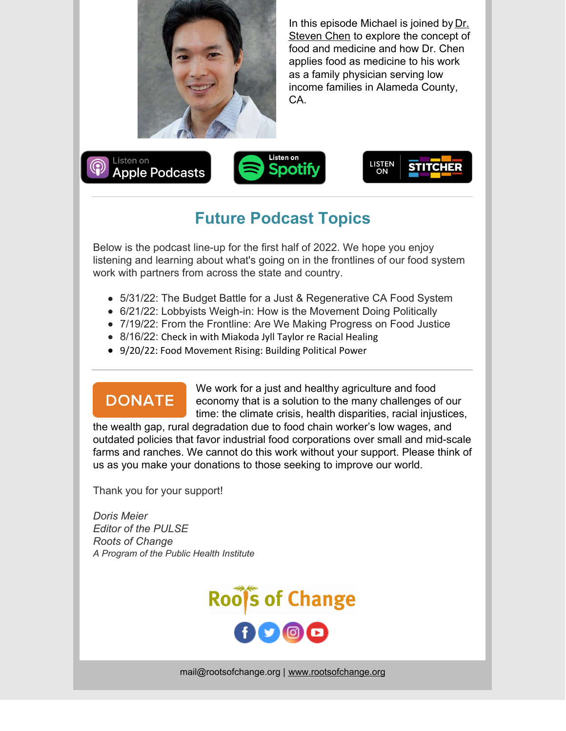In this episode Michael is joined by Dr. Steven Chen to explore the concept of food and medicine and how Dr. Chen applies food as medicine to his work as a family physician serving low income families in Alameda County, CA.

Listen on Apple Podcasts | Listen on Spotify | Listen on Stitcher

## Future Podcast Topics

Below is the podcast line-up for the first half of 2022. We hope you enjoy listening and learning about what's going on in the frontlines of our food system work with partners from across the state and country.

- 5/31/22: The Budget Battle for a Just & Regenerative CA Food System
- 6/21/22: Lobbyists Weigh-in: How is the Movement Doing Politically
- 7/19/22: From the Frontline: Are We Making Progress on Food Justice
- 8/16/22: Check in with Miakoda Jyll Taylor re Racial Healing
- 9/20/22: Food Movement Rising: Building Political Power

DONATE

We work for a just and healthy agriculture and food economy that is a solution to the many challenges of our time: the climate crisis, health disparities, racial injustices, the wealth gap, rural degradation due to food chain worker's low wages, and outdated policies that favor industrial food corporations over small and mid-scale farms and ranches. We cannot do this work without your support. Please think of us as you make your donations to those seeking to improve our world.

Thank you for your support!

*Doris Meier*
*Editor of the PULSE*
*Roots of Change*
*A Program of the Public Health Institute*

Roots of Change

mail@rootsofchange.org | www.rootsofchange.org